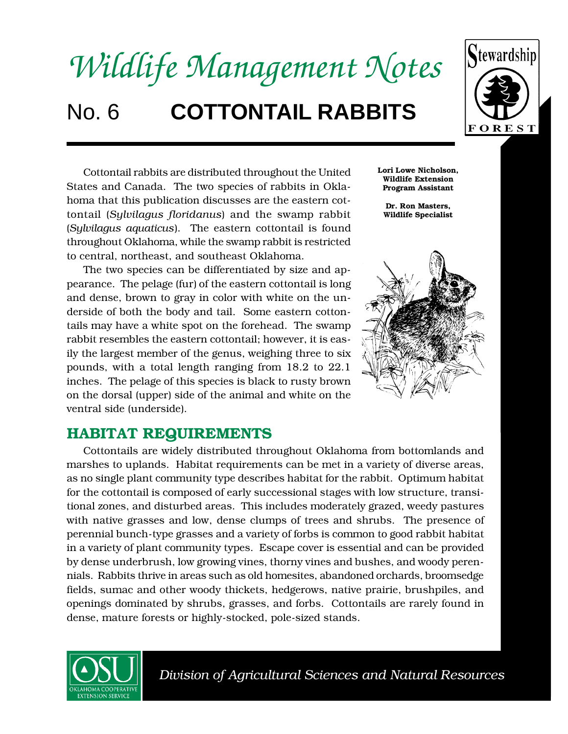# *Wildlife Management Notes*

## No. 6 **COTTONTAIL RABBITS**

**Lori Lowe Nicholson, Wildlife Extension Program Assistant**

**Dr. Ron Masters, Wildlife Specialist**

Cottontail rabbits are distributed throughout the United States and Canada. The two species of rabbits in Oklahoma that this publication discusses are the eastern cottontail (*Sylvilagus floridanus*) and the swamp rabbit (*Sylvilagus aquaticus*). The eastern cottontail is found throughout Oklahoma, while the swamp rabbit is restricted to central, northeast, and southeast Oklahoma.

The two species can be differentiated by size and appearance. The pelage (fur) of the eastern cottontail is long and dense, brown to gray in color with white on the underside of both the body and tail. Some eastern cottontails may have a white spot on the forehead. The swamp rabbit resembles the eastern cottontail; however, it is easily the largest member of the genus, weighing three to six pounds, with a total length ranging from 18.2 to 22.1 inches. The pelage of this species is black to rusty brown on the dorsal (upper) side of the animal and white on the ventral side (underside).

## HABITAT REQUIREMENTS

Cottontails are widely distributed throughout Oklahoma from bottomlands and marshes to uplands. Habitat requirements can be met in a variety of diverse areas, as no single plant community type describes habitat for the rabbit. Optimum habitat for the cottontail is composed of early successional stages with low structure, transitional zones, and disturbed areas. This includes moderately grazed, weedy pastures with native grasses and low, dense clumps of trees and shrubs. The presence of perennial bunch-type grasses and a variety of forbs is common to good rabbit habitat in a variety of plant community types. Escape cover is essential and can be provided by dense underbrush, low growing vines, thorny vines and bushes, and woody perennials. Rabbits thrive in areas such as old homesites, abandoned orchards, broomsedge fields, sumac and other woody thickets, hedgerows, native prairie, brushpiles, and openings dominated by shrubs, grasses, and forbs. Cottontails are rarely found in dense, mature forests or highly-stocked, pole-sized stands.

*Division of Agricultural Sciences and Natural Resources*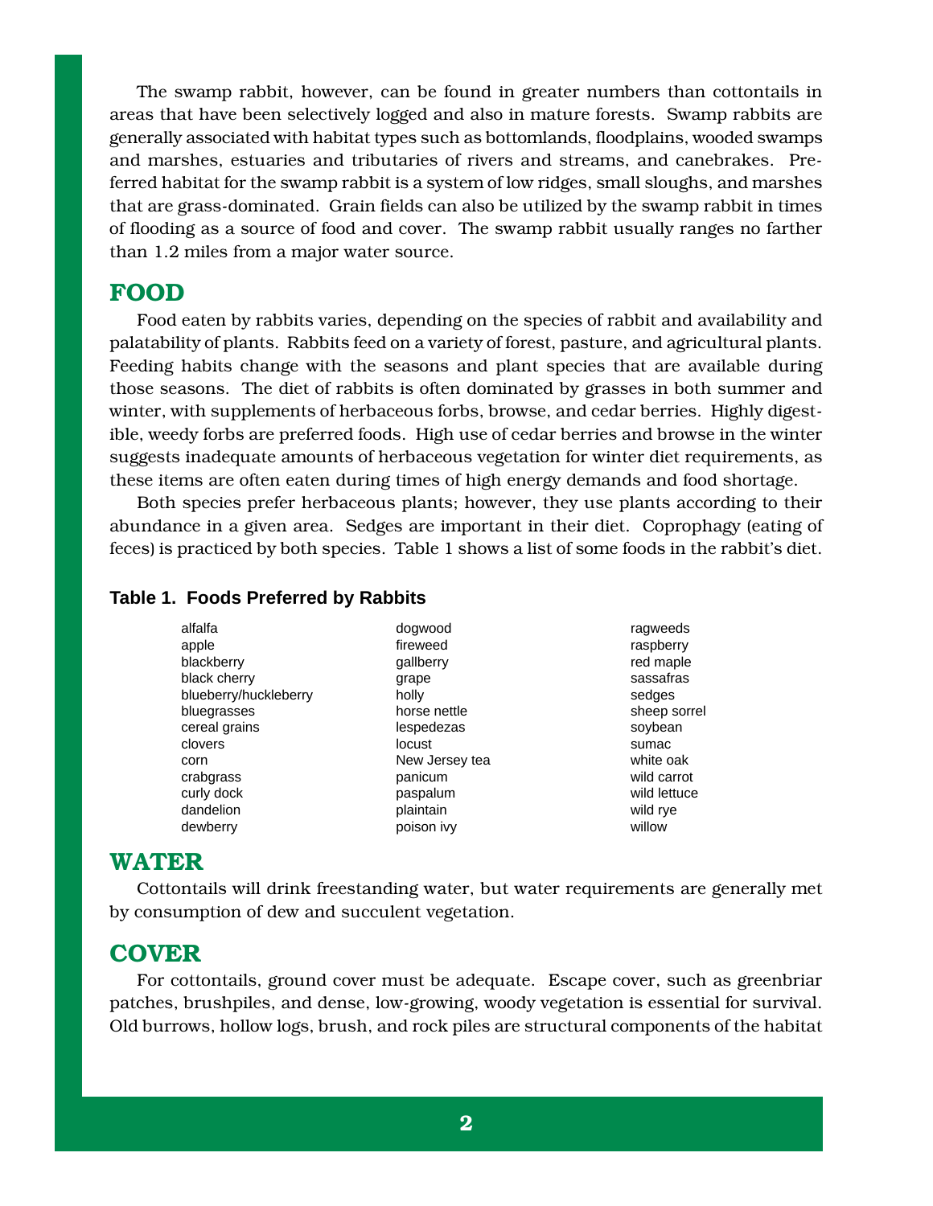The swamp rabbit, however, can be found in greater numbers than cottontails in areas that have been selectively logged and also in mature forests. Swamp rabbits are generally associated with habitat types such as bottomlands, floodplains, wooded swamps and marshes, estuaries and tributaries of rivers and streams, and canebrakes. Preferred habitat for the swamp rabbit is a system of low ridges, small sloughs, and marshes that are grass-dominated. Grain fields can also be utilized by the swamp rabbit in times of flooding as a source of food and cover. The swamp rabbit usually ranges no farther than 1.2 miles from a major water source.

## FOOD

Food eaten by rabbits varies, depending on the species of rabbit and availability and palatability of plants. Rabbits feed on a variety of forest, pasture, and agricultural plants. Feeding habits change with the seasons and plant species that are available during those seasons. The diet of rabbits is often dominated by grasses in both summer and winter, with supplements of herbaceous forbs, browse, and cedar berries. Highly digestible, weedy forbs are preferred foods. High use of cedar berries and browse in the winter suggests inadequate amounts of herbaceous vegetation for winter diet requirements, as these items are often eaten during times of high energy demands and food shortage.

Both species prefer herbaceous plants; however, they use plants according to their abundance in a given area. Sedges are important in their diet. Coprophagy (eating of feces) is practiced by both species. Table 1 shows a list of some foods in the rabbit's diet.

**Table 1. Foods Preferred by Rabbits**

| | | |
|---|---|---|
| alfalfa | dogwood | ragweeds |
| apple | fireweed | raspberry |
| blackberry | gallberry | red maple |
| black cherry | grape | sassafras |
| blueberry/huckleberry | holly | sedges |
| bluegrasses | horse nettle | sheep sorrel |
| cereal grains | lespedezas | soybean |
| clovers | locust | sumac |
| corn | New Jersey tea | white oak |
| crabgrass | panicum | wild carrot |
| curly dock | paspalum | wild lettuce |
| dandelion | plaintain | wild rye |
| dewberry | poison ivy | willow |

## WATER

Cottontails will drink freestanding water, but water requirements are generally met by consumption of dew and succulent vegetation.

## COVER

For cottontails, ground cover must be adequate. Escape cover, such as greenbriar patches, brushpiles, and dense, low-growing, woody vegetation is essential for survival. Old burrows, hollow logs, brush, and rock piles are structural components of the habitat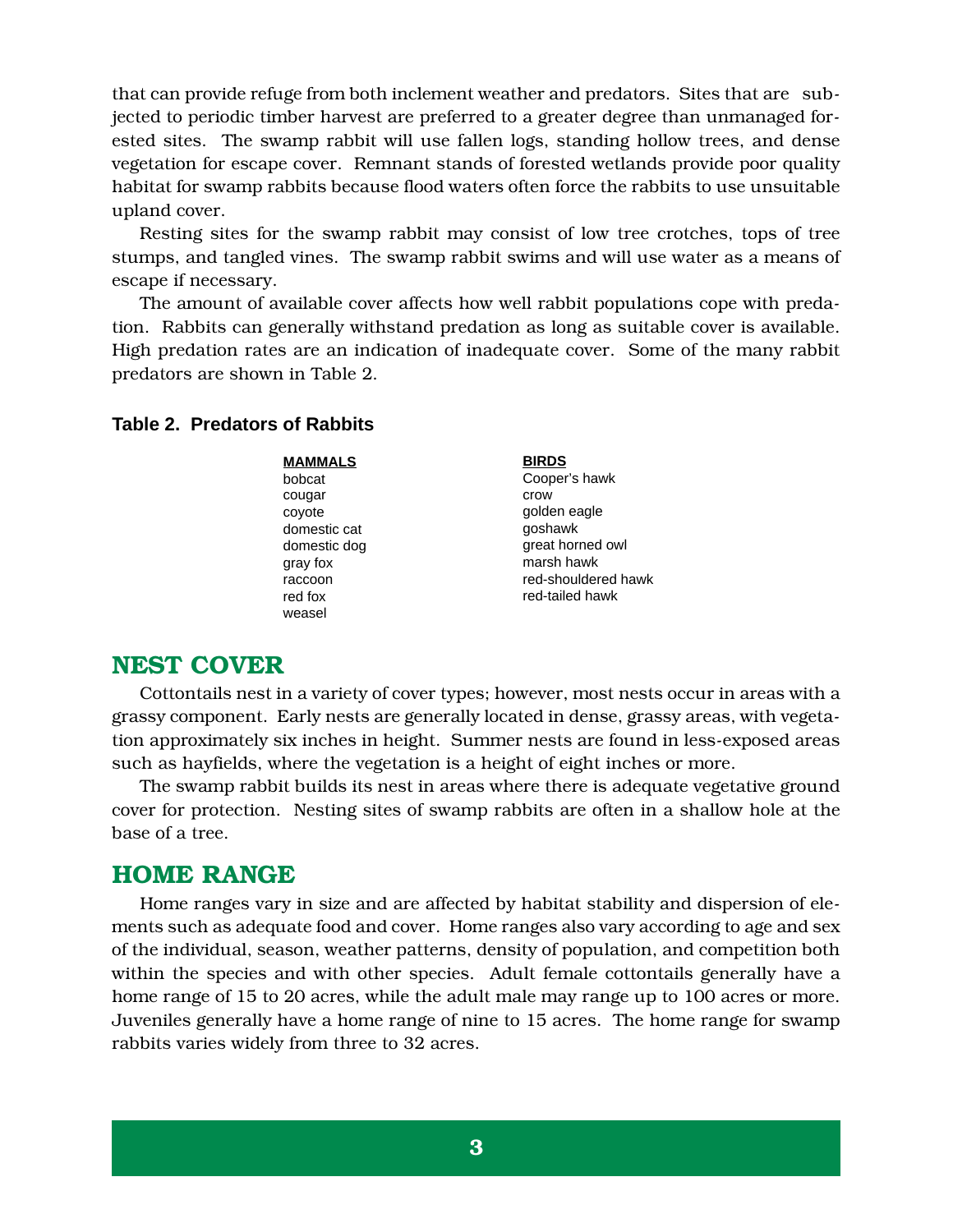that can provide refuge from both inclement weather and predators. Sites that are subjected to periodic timber harvest are preferred to a greater degree than unmanaged forested sites. The swamp rabbit will use fallen logs, standing hollow trees, and dense vegetation for escape cover. Remnant stands of forested wetlands provide poor quality habitat for swamp rabbits because flood waters often force the rabbits to use unsuitable upland cover.

Resting sites for the swamp rabbit may consist of low tree crotches, tops of tree stumps, and tangled vines. The swamp rabbit swims and will use water as a means of escape if necessary.

The amount of available cover affects how well rabbit populations cope with predation. Rabbits can generally withstand predation as long as suitable cover is available. High predation rates are an indication of inadequate cover. Some of the many rabbit predators are shown in Table 2.

**Table 2. Predators of Rabbits**

| MAMMALS | BIRDS |
|---|---|
| bobcat | Cooper's hawk |
| cougar | crow |
| coyote | golden eagle |
| domestic cat | goshawk |
| domestic dog | great horned owl |
| gray fox | marsh hawk |
| raccoon | red-shouldered hawk |
| red fox | red-tailed hawk |
| weasel | |

## NEST COVER

Cottontails nest in a variety of cover types; however, most nests occur in areas with a grassy component. Early nests are generally located in dense, grassy areas, with vegetation approximately six inches in height. Summer nests are found in less-exposed areas such as hayfields, where the vegetation is a height of eight inches or more.

The swamp rabbit builds its nest in areas where there is adequate vegetative ground cover for protection. Nesting sites of swamp rabbits are often in a shallow hole at the base of a tree.

## HOME RANGE

Home ranges vary in size and are affected by habitat stability and dispersion of elements such as adequate food and cover. Home ranges also vary according to age and sex of the individual, season, weather patterns, density of population, and competition both within the species and with other species. Adult female cottontails generally have a home range of 15 to 20 acres, while the adult male may range up to 100 acres or more. Juveniles generally have a home range of nine to 15 acres. The home range for swamp rabbits varies widely from three to 32 acres.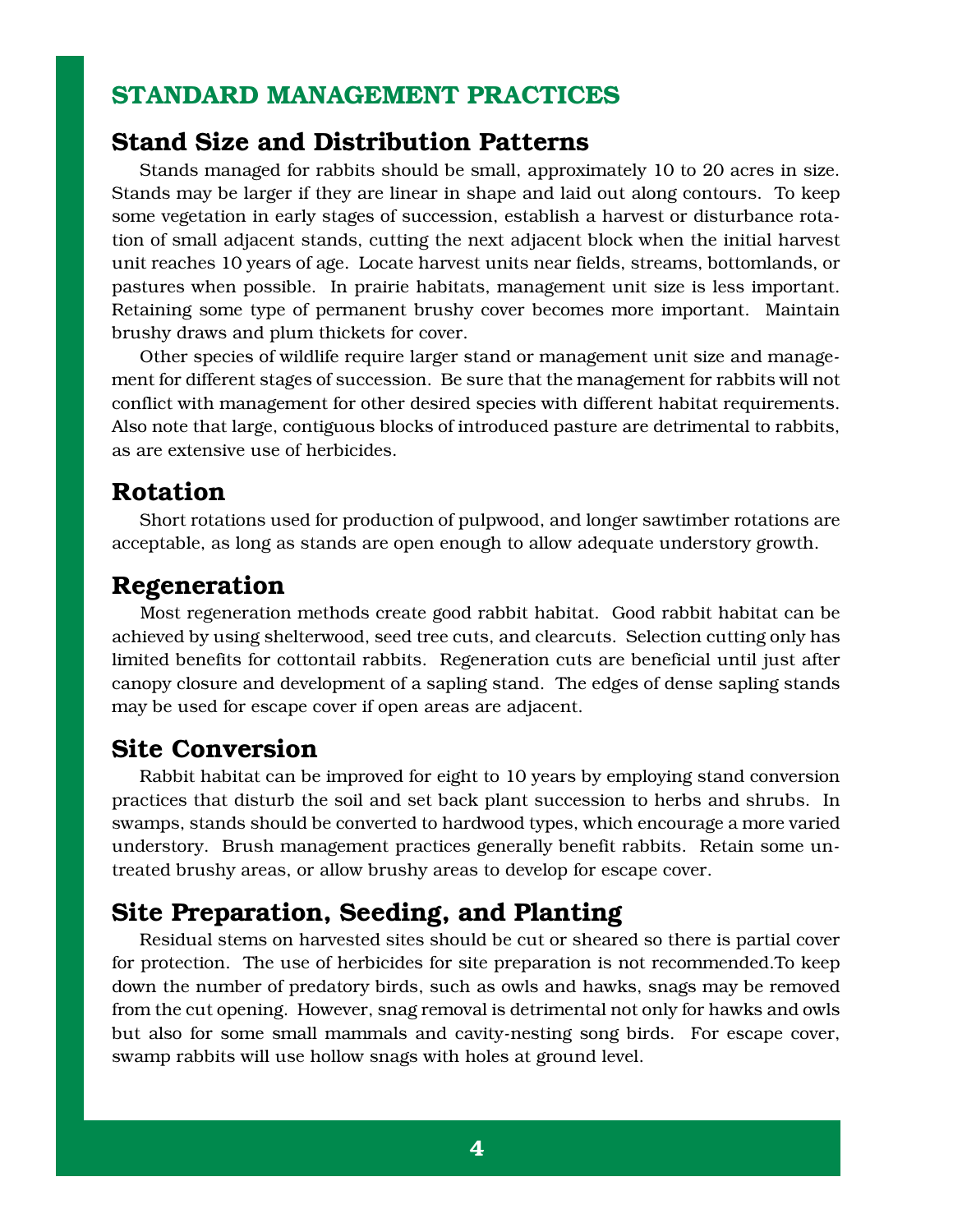## STANDARD MANAGEMENT PRACTICES

### Stand Size and Distribution Patterns

Stands managed for rabbits should be small, approximately 10 to 20 acres in size. Stands may be larger if they are linear in shape and laid out along contours. To keep some vegetation in early stages of succession, establish a harvest or disturbance rotation of small adjacent stands, cutting the next adjacent block when the initial harvest unit reaches 10 years of age. Locate harvest units near fields, streams, bottomlands, or pastures when possible. In prairie habitats, management unit size is less important. Retaining some type of permanent brushy cover becomes more important. Maintain brushy draws and plum thickets for cover.

Other species of wildlife require larger stand or management unit size and management for different stages of succession. Be sure that the management for rabbits will not conflict with management for other desired species with different habitat requirements. Also note that large, contiguous blocks of introduced pasture are detrimental to rabbits, as are extensive use of herbicides.

### Rotation

Short rotations used for production of pulpwood, and longer sawtimber rotations are acceptable, as long as stands are open enough to allow adequate understory growth.

### Regeneration

Most regeneration methods create good rabbit habitat. Good rabbit habitat can be achieved by using shelterwood, seed tree cuts, and clearcuts. Selection cutting only has limited benefits for cottontail rabbits. Regeneration cuts are beneficial until just after canopy closure and development of a sapling stand. The edges of dense sapling stands may be used for escape cover if open areas are adjacent.

### Site Conversion

Rabbit habitat can be improved for eight to 10 years by employing stand conversion practices that disturb the soil and set back plant succession to herbs and shrubs. In swamps, stands should be converted to hardwood types, which encourage a more varied understory. Brush management practices generally benefit rabbits. Retain some untreated brushy areas, or allow brushy areas to develop for escape cover.

### Site Preparation, Seeding, and Planting

Residual stems on harvested sites should be cut or sheared so there is partial cover for protection. The use of herbicides for site preparation is not recommended.To keep down the number of predatory birds, such as owls and hawks, snags may be removed from the cut opening. However, snag removal is detrimental not only for hawks and owls but also for some small mammals and cavity-nesting song birds. For escape cover, swamp rabbits will use hollow snags with holes at ground level.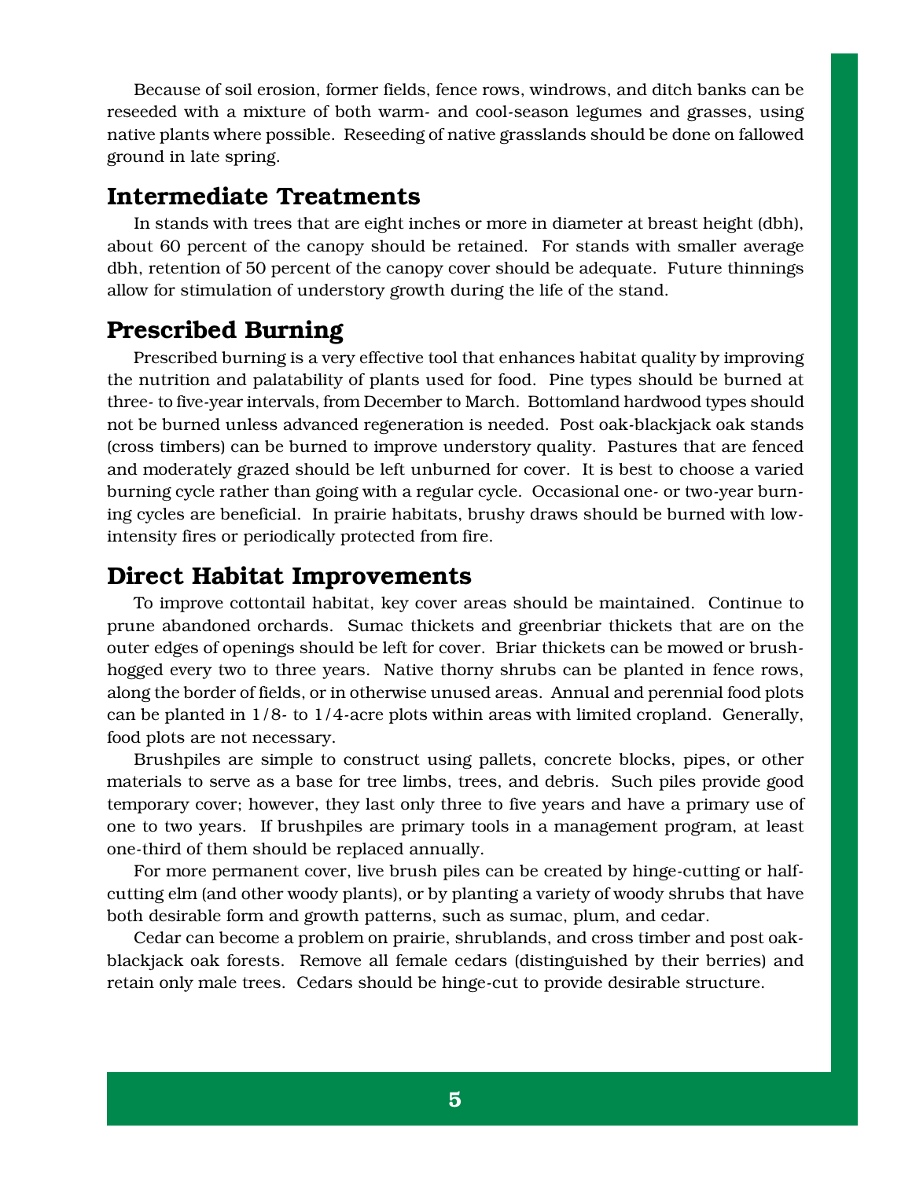Because of soil erosion, former fields, fence rows, windrows, and ditch banks can be reseeded with a mixture of both warm- and cool-season legumes and grasses, using native plants where possible. Reseeding of native grasslands should be done on fallowed ground in late spring.

## Intermediate Treatments

In stands with trees that are eight inches or more in diameter at breast height (dbh), about 60 percent of the canopy should be retained. For stands with smaller average dbh, retention of 50 percent of the canopy cover should be adequate. Future thinnings allow for stimulation of understory growth during the life of the stand.

## Prescribed Burning

Prescribed burning is a very effective tool that enhances habitat quality by improving the nutrition and palatability of plants used for food. Pine types should be burned at three- to five-year intervals, from December to March. Bottomland hardwood types should not be burned unless advanced regeneration is needed. Post oak-blackjack oak stands (cross timbers) can be burned to improve understory quality. Pastures that are fenced and moderately grazed should be left unburned for cover. It is best to choose a varied burning cycle rather than going with a regular cycle. Occasional one- or two-year burning cycles are beneficial. In prairie habitats, brushy draws should be burned with low-intensity fires or periodically protected from fire.

## Direct Habitat Improvements

To improve cottontail habitat, key cover areas should be maintained. Continue to prune abandoned orchards. Sumac thickets and greenbriar thickets that are on the outer edges of openings should be left for cover. Briar thickets can be mowed or brush-hogged every two to three years. Native thorny shrubs can be planted in fence rows, along the border of fields, or in otherwise unused areas. Annual and perennial food plots can be planted in 1/8- to 1/4-acre plots within areas with limited cropland. Generally, food plots are not necessary.

Brushpiles are simple to construct using pallets, concrete blocks, pipes, or other materials to serve as a base for tree limbs, trees, and debris. Such piles provide good temporary cover; however, they last only three to five years and have a primary use of one to two years. If brushpiles are primary tools in a management program, at least one-third of them should be replaced annually.

For more permanent cover, live brush piles can be created by hinge-cutting or half-cutting elm (and other woody plants), or by planting a variety of woody shrubs that have both desirable form and growth patterns, such as sumac, plum, and cedar.

Cedar can become a problem on prairie, shrublands, and cross timber and post oak-blackjack oak forests. Remove all female cedars (distinguished by their berries) and retain only male trees. Cedars should be hinge-cut to provide desirable structure.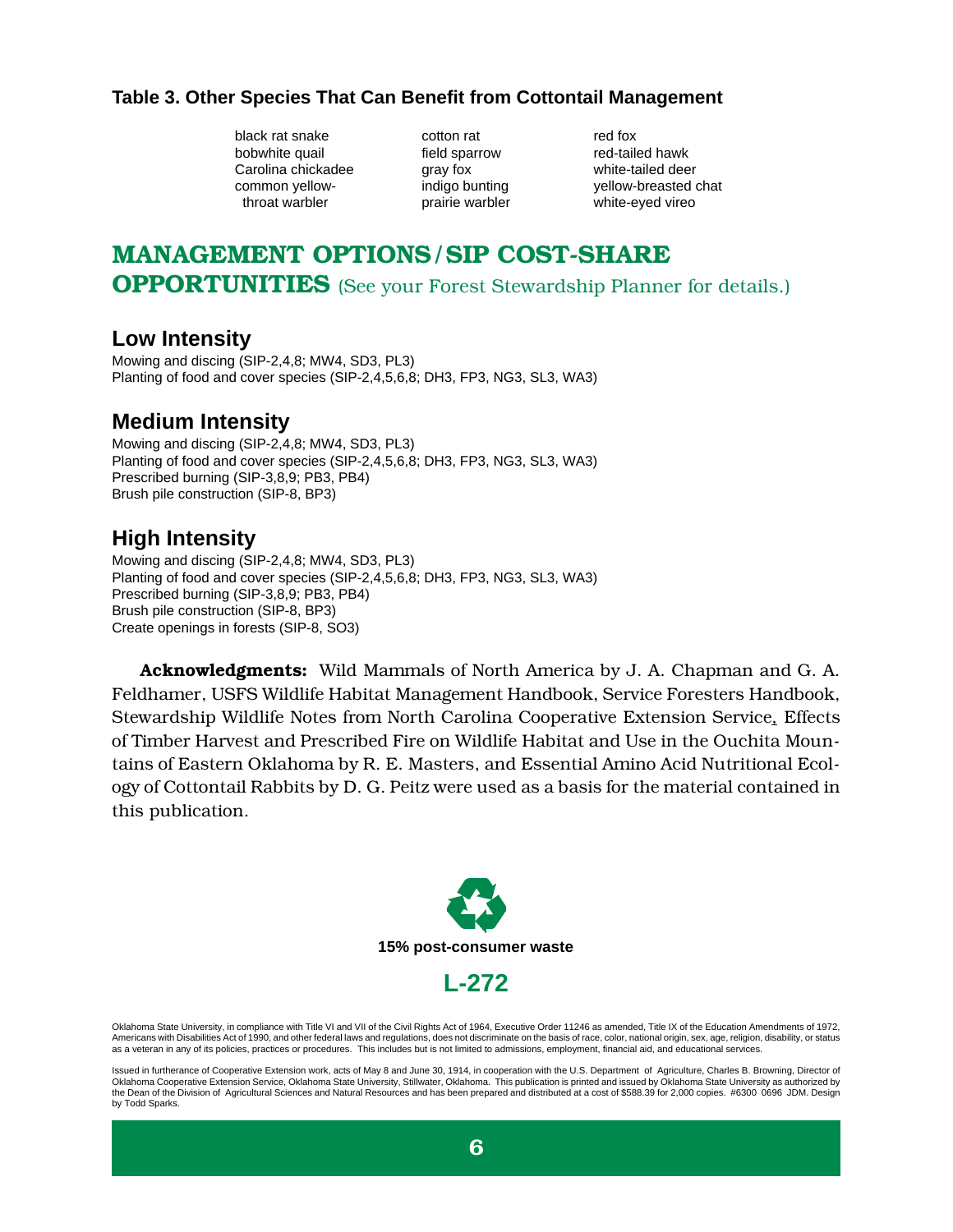**Table 3. Other Species That Can Benefit from Cottontail Management**

| | | |
|---|---|---|
| black rat snake | cotton rat | red fox |
| bobwhite quail | field sparrow | red-tailed hawk |
| Carolina chickadee | gray fox | white-tailed deer |
| common yellow-throat warbler | indigo bunting | yellow-breasted chat |
| | prairie warbler | white-eyed vireo |

## MANAGEMENT OPTIONS / SIP COST-SHARE OPPORTUNITIES (See your Forest Stewardship Planner for details.)

### Low Intensity

Mowing and discing (SIP-2,4,8; MW4, SD3, PL3)
Planting of food and cover species (SIP-2,4,5,6,8; DH3, FP3, NG3, SL3, WA3)

### Medium Intensity

Mowing and discing (SIP-2,4,8; MW4, SD3, PL3)
Planting of food and cover species (SIP-2,4,5,6,8; DH3, FP3, NG3, SL3, WA3)
Prescribed burning (SIP-3,8,9; PB3, PB4)
Brush pile construction (SIP-8, BP3)

### High Intensity

Mowing and discing (SIP-2,4,8; MW4, SD3, PL3)
Planting of food and cover species (SIP-2,4,5,6,8; DH3, FP3, NG3, SL3, WA3)
Prescribed burning (SIP-3,8,9; PB3, PB4)
Brush pile construction (SIP-8, BP3)
Create openings in forests (SIP-8, SO3)

**Acknowledgments:** Wild Mammals of North America by J. A. Chapman and G. A. Feldhamer, USFS Wildlife Habitat Management Handbook, Service Foresters Handbook, Stewardship Wildlife Notes from North Carolina Cooperative Extension Service, Effects of Timber Harvest and Prescribed Fire on Wildlife Habitat and Use in the Ouchita Mountains of Eastern Oklahoma by R. E. Masters, and Essential Amino Acid Nutritional Ecology of Cottontail Rabbits by D. G. Peitz were used as a basis for the material contained in this publication.

**15% post-consumer waste**

**L-272**

Oklahoma State University, in compliance with Title VI and VII of the Civil Rights Act of 1964, Executive Order 11246 as amended, Title IX of the Education Amendments of 1972, Americans with Disabilities Act of 1990, and other federal laws and regulations, does not discriminate on the basis of race, color, national origin, sex, age, religion, disability, or status as a veteran in any of its policies, practices or procedures. This includes but is not limited to admissions, employment, financial aid, and educational services.

Issued in furtherance of Cooperative Extension work, acts of May 8 and June 30, 1914, in cooperation with the U.S. Department of Agriculture, Charles B. Browning, Director of Oklahoma Cooperative Extension Service, Oklahoma State University, Stillwater, Oklahoma. This publication is printed and issued by Oklahoma State University as authorized by the Dean of the Division of Agricultural Sciences and Natural Resources and has been prepared and distributed at a cost of $588.39 for 2,000 copies. #6300 0696 JDM. Design by Todd Sparks.